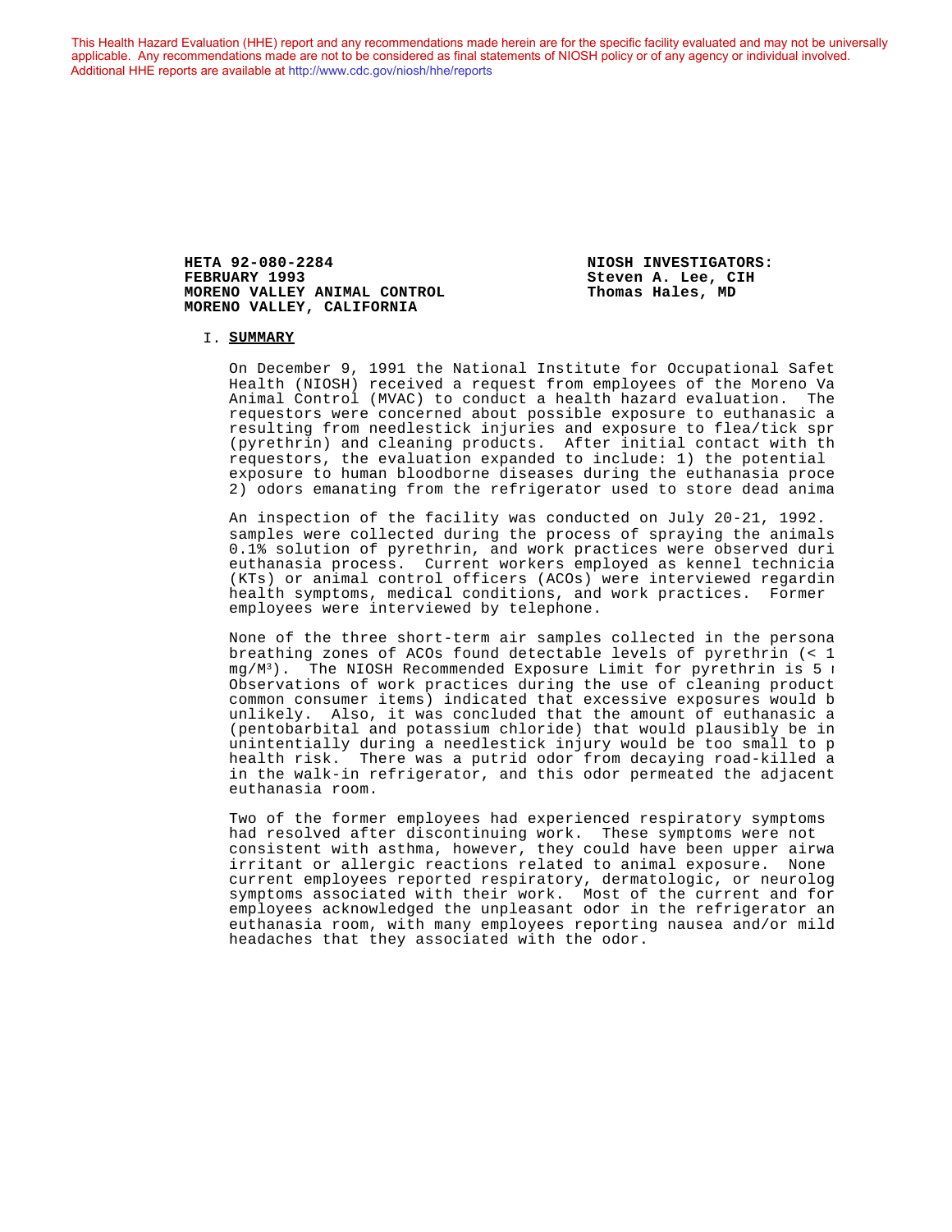This Health Hazard Evaluation (HHE) report and any recommendations made herein are for the specific facility evaluated and may not be universally applicable. Any recommendations made are not to be considered as final statements of NIOSH policy or of any agency or individual involved. Additional HHE reports are available at http://www.cdc.gov/niosh/hhe/reports

**HETA 92-080-2284**
**FEBRUARY 1993**
**MORENO VALLEY ANIMAL CONTROL**
**MORENO VALLEY, CALIFORNIA**

**NIOSH INVESTIGATORS:**
**Steven A. Lee, CIH**
**Thomas Hales, MD**

## I. SUMMARY

On December 9, 1991 the National Institute for Occupational Safet Health (NIOSH) received a request from employees of the Moreno Va Animal Control (MVAC) to conduct a health hazard evaluation. The requestors were concerned about possible exposure to euthanasic a resulting from needlestick injuries and exposure to flea/tick spr (pyrethrin) and cleaning products. After initial contact with th requestors, the evaluation expanded to include: 1) the potential exposure to human bloodborne diseases during the euthanasia proce 2) odors emanating from the refrigerator used to store dead anima

An inspection of the facility was conducted on July 20-21, 1992. samples were collected during the process of spraying the animals 0.1% solution of pyrethrin, and work practices were observed duri euthanasia process. Current workers employed as kennel technicia (KTs) or animal control officers (ACOs) were interviewed regardin health symptoms, medical conditions, and work practices. Former employees were interviewed by telephone.

None of the three short-term air samples collected in the persona breathing zones of ACOs found detectable levels of pyrethrin (< 1 mg/M³). The NIOSH Recommended Exposure Limit for pyrethrin is 5 ı Observations of work practices during the use of cleaning product common consumer items) indicated that excessive exposures would b unlikely. Also, it was concluded that the amount of euthanasic a (pentobarbital and potassium chloride) that would plausibly be in unintentially during a needlestick injury would be too small to p health risk. There was a putrid odor from decaying road-killed a in the walk-in refrigerator, and this odor permeated the adjacent euthanasia room.

Two of the former employees had experienced respiratory symptoms had resolved after discontinuing work. These symptoms were not consistent with asthma, however, they could have been upper airwa irritant or allergic reactions related to animal exposure. None current employees reported respiratory, dermatologic, or neurolog symptoms associated with their work. Most of the current and for employees acknowledged the unpleasant odor in the refrigerator an euthanasia room, with many employees reporting nausea and/or mild headaches that they associated with the odor.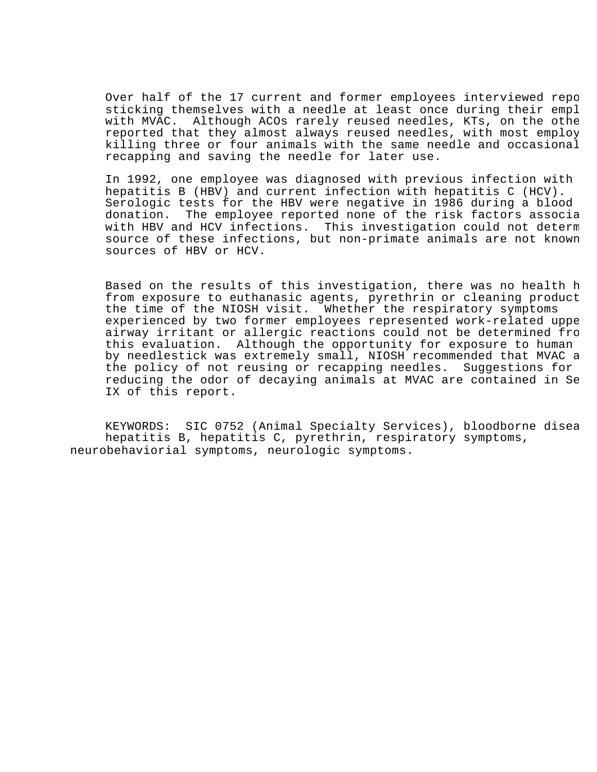Over half of the 17 current and former employees interviewed repo sticking themselves with a needle at least once during their empl with MVAC. Although ACOs rarely reused needles, KTs, on the othe reported that they almost always reused needles, with most employ killing three or four animals with the same needle and occasional recapping and saving the needle for later use.

In 1992, one employee was diagnosed with previous infection with hepatitis B (HBV) and current infection with hepatitis C (HCV). Serologic tests for the HBV were negative in 1986 during a blood donation. The employee reported none of the risk factors associa with HBV and HCV infections. This investigation could not determ source of these infections, but non-primate animals are not known sources of HBV or HCV.

Based on the results of this investigation, there was no health h from exposure to euthanasic agents, pyrethrin or cleaning product the time of the NIOSH visit. Whether the respiratory symptoms experienced by two former employees represented work-related uppe airway irritant or allergic reactions could not be determined fro this evaluation. Although the opportunity for exposure to human by needlestick was extremely small, NIOSH recommended that MVAC a the policy of not reusing or recapping needles. Suggestions for reducing the odor of decaying animals at MVAC are contained in Se IX of this report.

KEYWORDS: SIC 0752 (Animal Specialty Services), bloodborne disea hepatitis B, hepatitis C, pyrethrin, respiratory symptoms, neurobehaviorial symptoms, neurologic symptoms.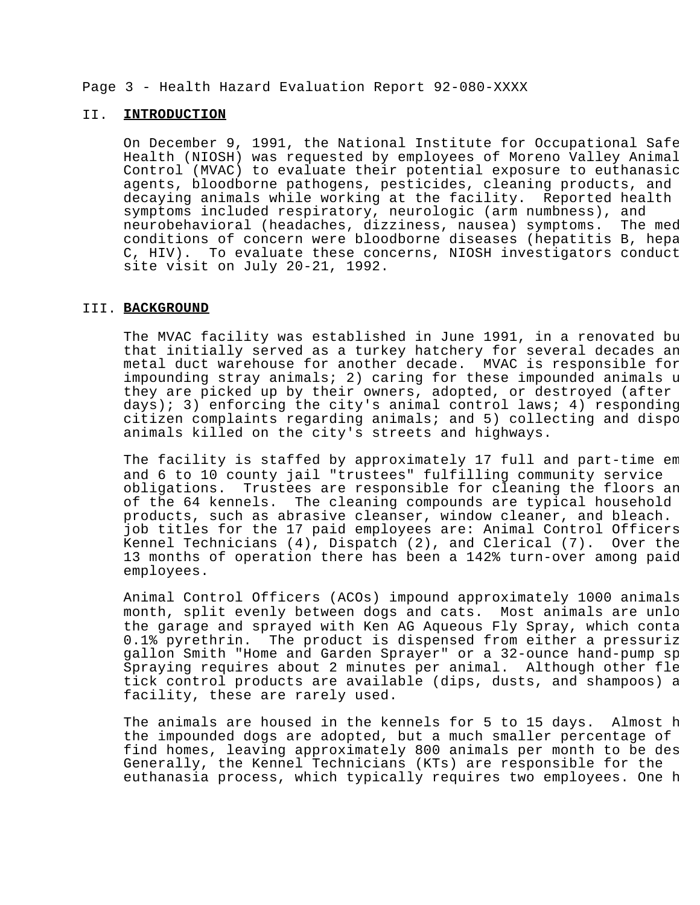## II. INTRODUCTION

On December 9, 1991, the National Institute for Occupational Safe Health (NIOSH) was requested by employees of Moreno Valley Animal Control (MVAC) to evaluate their potential exposure to euthanasic agents, bloodborne pathogens, pesticides, cleaning products, and decaying animals while working at the facility. Reported health symptoms included respiratory, neurologic (arm numbness), and neurobehavioral (headaches, dizziness, nausea) symptoms. The med conditions of concern were bloodborne diseases (hepatitis B, hepa C, HIV). To evaluate these concerns, NIOSH investigators conduct site visit on July 20-21, 1992.

## III. BACKGROUND

The MVAC facility was established in June 1991, in a renovated bu that initially served as a turkey hatchery for several decades an metal duct warehouse for another decade. MVAC is responsible for impounding stray animals; 2) caring for these impounded animals u they are picked up by their owners, adopted, or destroyed (after days); 3) enforcing the city's animal control laws; 4) responding citizen complaints regarding animals; and 5) collecting and dispo animals killed on the city's streets and highways.

The facility is staffed by approximately 17 full and part-time em and 6 to 10 county jail "trustees" fulfilling community service obligations. Trustees are responsible for cleaning the floors an of the 64 kennels. The cleaning compounds are typical household products, such as abrasive cleanser, window cleaner, and bleach. job titles for the 17 paid employees are: Animal Control Officers Kennel Technicians (4), Dispatch (2), and Clerical (7). Over the 13 months of operation there has been a 142% turn-over among paid employees.

Animal Control Officers (ACOs) impound approximately 1000 animals month, split evenly between dogs and cats. Most animals are unlo the garage and sprayed with Ken AG Aqueous Fly Spray, which conta 0.1% pyrethrin. The product is dispensed from either a pressuriz gallon Smith "Home and Garden Sprayer" or a 32-ounce hand-pump sp Spraying requires about 2 minutes per animal. Although other fle tick control products are available (dips, dusts, and shampoos) a facility, these are rarely used.

The animals are housed in the kennels for 5 to 15 days. Almost h the impounded dogs are adopted, but a much smaller percentage of find homes, leaving approximately 800 animals per month to be des Generally, the Kennel Technicians (KTs) are responsible for the euthanasia process, which typically requires two employees. One h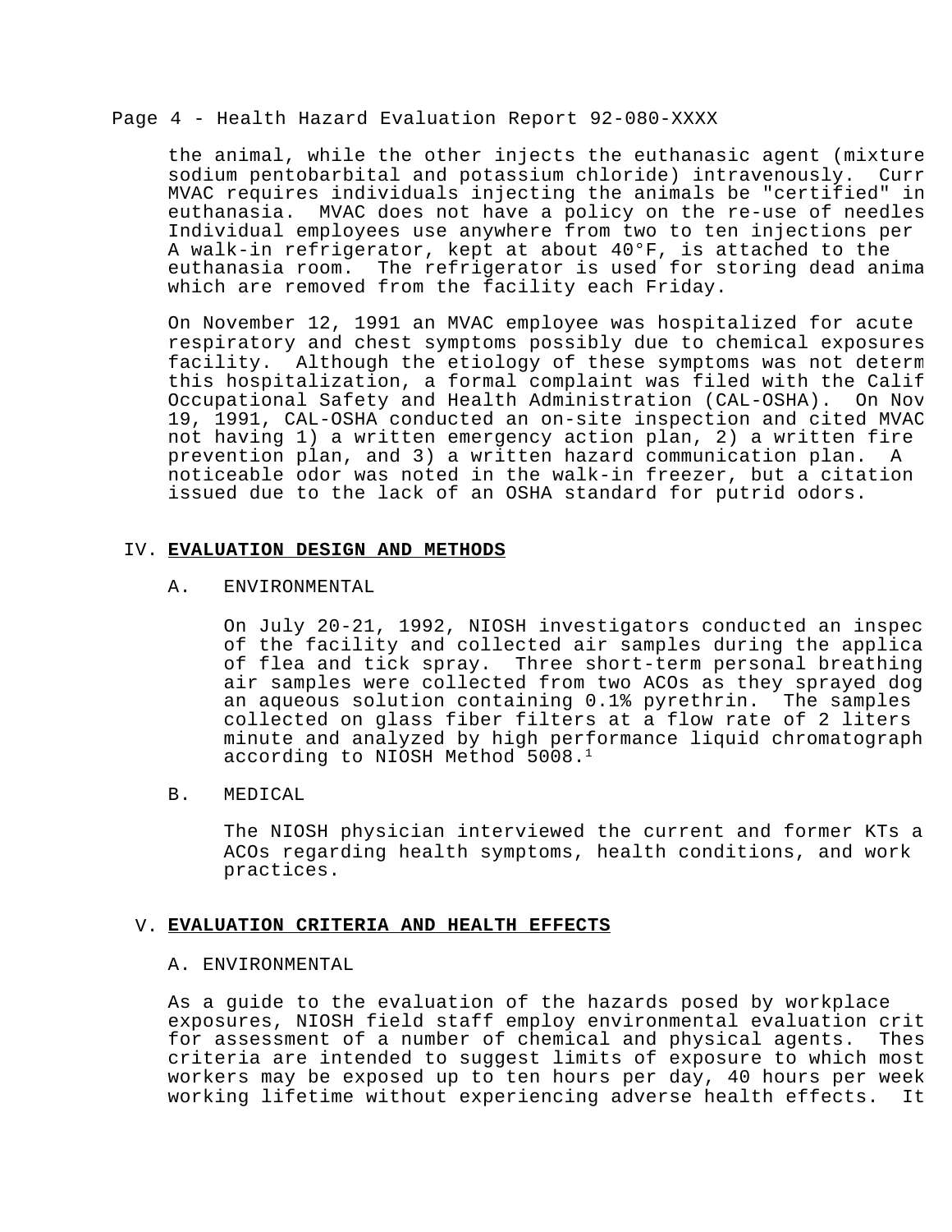the animal, while the other injects the euthanasic agent (mixture sodium pentobarbital and potassium chloride) intravenously. Curr MVAC requires individuals injecting the animals be "certified" in euthanasia. MVAC does not have a policy on the re-use of needles Individual employees use anywhere from two to ten injections per A walk-in refrigerator, kept at about 40°F, is attached to the euthanasia room. The refrigerator is used for storing dead anima which are removed from the facility each Friday.

On November 12, 1991 an MVAC employee was hospitalized for acute respiratory and chest symptoms possibly due to chemical exposures facility. Although the etiology of these symptoms was not determ this hospitalization, a formal complaint was filed with the Calif Occupational Safety and Health Administration (CAL-OSHA). On Nov 19, 1991, CAL-OSHA conducted an on-site inspection and cited MVAC not having 1) a written emergency action plan, 2) a written fire prevention plan, and 3) a written hazard communication plan. A noticeable odor was noted in the walk-in freezer, but a citation issued due to the lack of an OSHA standard for putrid odors.

## IV. EVALUATION DESIGN AND METHODS

### A. ENVIRONMENTAL

On July 20-21, 1992, NIOSH investigators conducted an inspec of the facility and collected air samples during the applica of flea and tick spray. Three short-term personal breathing air samples were collected from two ACOs as they sprayed dog an aqueous solution containing 0.1% pyrethrin. The samples collected on glass fiber filters at a flow rate of 2 liters minute and analyzed by high performance liquid chromatograph according to NIOSH Method 5008.[1]

### B. MEDICAL

The NIOSH physician interviewed the current and former KTs a ACOs regarding health symptoms, health conditions, and work practices.

## V. EVALUATION CRITERIA AND HEALTH EFFECTS

### A. ENVIRONMENTAL

As a guide to the evaluation of the hazards posed by workplace exposures, NIOSH field staff employ environmental evaluation crit for assessment of a number of chemical and physical agents. Thes criteria are intended to suggest limits of exposure to which most workers may be exposed up to ten hours per day, 40 hours per week working lifetime without experiencing adverse health effects. It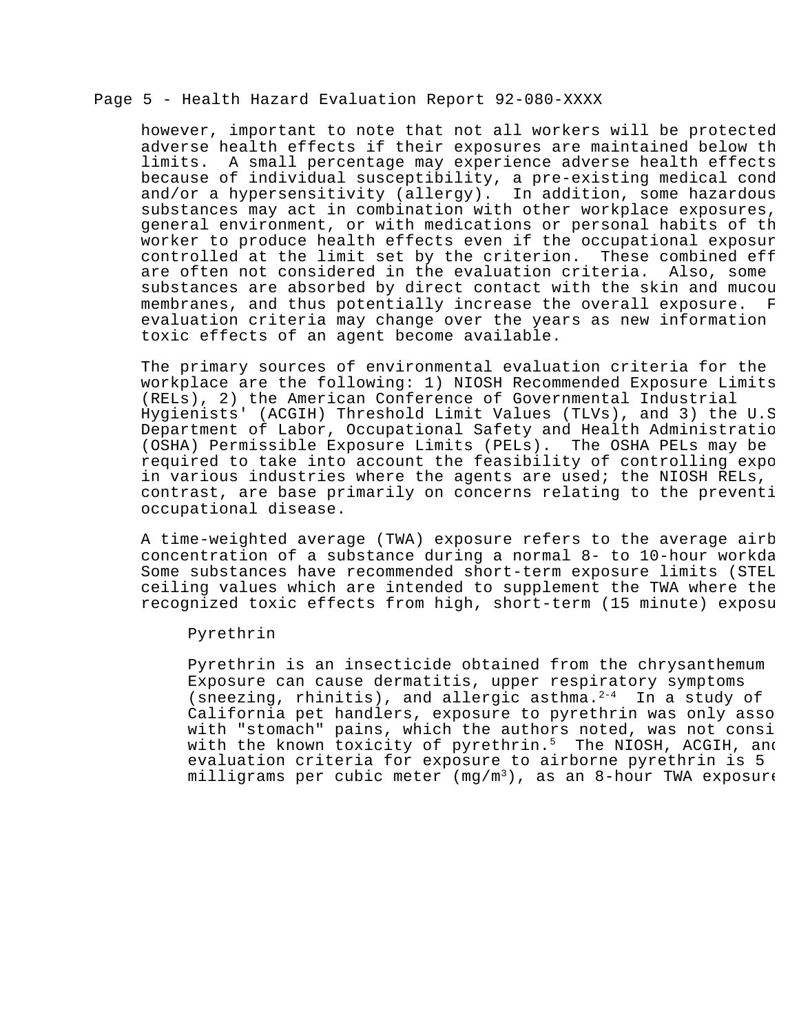however, important to note that not all workers will be protected adverse health effects if their exposures are maintained below th limits. A small percentage may experience adverse health effects because of individual susceptibility, a pre-existing medical cond and/or a hypersensitivity (allergy). In addition, some hazardous substances may act in combination with other workplace exposures, general environment, or with medications or personal habits of th worker to produce health effects even if the occupational exposur controlled at the limit set by the criterion. These combined eff are often not considered in the evaluation criteria. Also, some substances are absorbed by direct contact with the skin and mucou membranes, and thus potentially increase the overall exposure. F evaluation criteria may change over the years as new information toxic effects of an agent become available.

The primary sources of environmental evaluation criteria for the workplace are the following: 1) NIOSH Recommended Exposure Limits (RELs), 2) the American Conference of Governmental Industrial Hygienists' (ACGIH) Threshold Limit Values (TLVs), and 3) the U.S Department of Labor, Occupational Safety and Health Administratio (OSHA) Permissible Exposure Limits (PELs). The OSHA PELs may be required to take into account the feasibility of controlling expo in various industries where the agents are used; the NIOSH RELs, contrast, are base primarily on concerns relating to the preventi occupational disease.

A time-weighted average (TWA) exposure refers to the average airb concentration of a substance during a normal 8- to 10-hour workda Some substances have recommended short-term exposure limits (STEL ceiling values which are intended to supplement the TWA where the recognized toxic effects from high, short-term (15 minute) exposu

### Pyrethrin

Pyrethrin is an insecticide obtained from the chrysanthemum Exposure can cause dermatitis, upper respiratory symptoms (sneezing, rhinitis), and allergic asthma.[2-4] In a study of California pet handlers, exposure to pyrethrin was only asso with "stomach" pains, which the authors noted, was not consi with the known toxicity of pyrethrin.[5] The NIOSH, ACGIH, and evaluation criteria for exposure to airborne pyrethrin is 5 milligrams per cubic meter ($mg/m^3$), as an 8-hour TWA exposure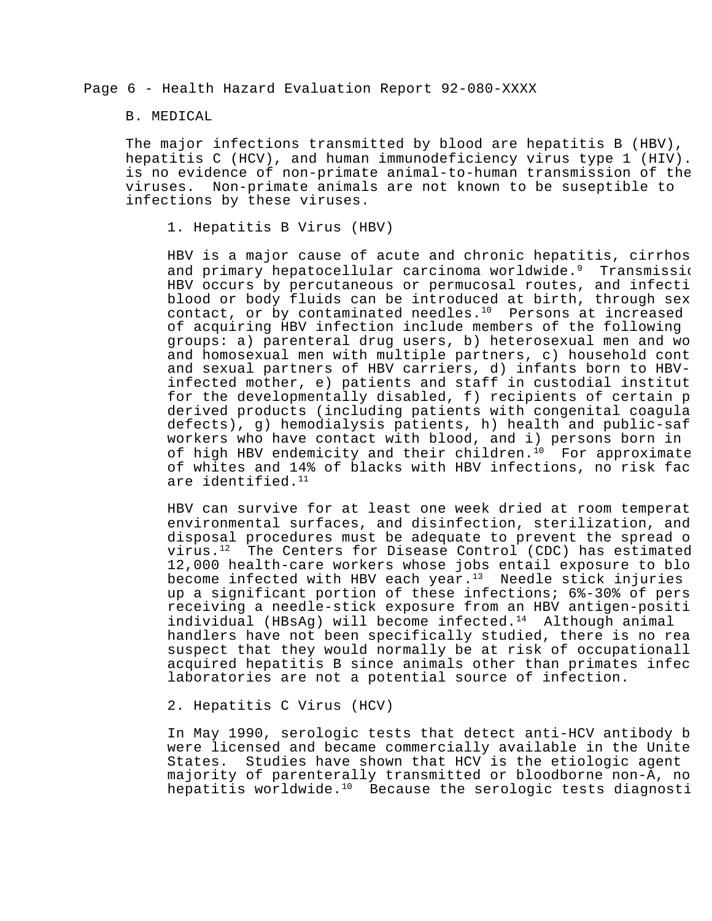## B. MEDICAL

The major infections transmitted by blood are hepatitis B (HBV), hepatitis C (HCV), and human immunodeficiency virus type 1 (HIV). is no evidence of non-primate animal-to-human transmission of the viruses. Non-primate animals are not known to be suseptible to infections by these viruses.

### 1. Hepatitis B Virus (HBV)

HBV is a major cause of acute and chronic hepatitis, cirrhos and primary hepatocellular carcinoma worldwide.[9] Transmissio HBV occurs by percutaneous or permucosal routes, and infecti blood or body fluids can be introduced at birth, through sex contact, or by contaminated needles.[10] Persons at increased of acquiring HBV infection include members of the following groups: a) parenteral drug users, b) heterosexual men and wo and homosexual men with multiple partners, c) household cont and sexual partners of HBV carriers, d) infants born to HBV-infected mother, e) patients and staff in custodial institut for the developmentally disabled, f) recipients of certain p derived products (including patients with congenital coagula defects), g) hemodialysis patients, h) health and public-saf workers who have contact with blood, and i) persons born in of high HBV endemicity and their children.[10] For approximate of whites and 14% of blacks with HBV infections, no risk fac are identified.[11]

HBV can survive for at least one week dried at room temperat environmental surfaces, and disinfection, sterilization, and disposal procedures must be adequate to prevent the spread o virus.[12] The Centers for Disease Control (CDC) has estimated 12,000 health-care workers whose jobs entail exposure to blo become infected with HBV each year.[13] Needle stick injuries up a significant portion of these infections; 6%-30% of pers receiving a needle-stick exposure from an HBV antigen-positi individual (HBsAg) will become infected.[14] Although animal handlers have not been specifically studied, there is no rea suspect that they would normally be at risk of occupationall acquired hepatitis B since animals other than primates infec laboratories are not a potential source of infection.

### 2. Hepatitis C Virus (HCV)

In May 1990, serologic tests that detect anti-HCV antibody b were licensed and became commercially available in the Unite States. Studies have shown that HCV is the etiologic agent majority of parenterally transmitted or bloodborne non-A, no hepatitis worldwide.[10] Because the serologic tests diagnosti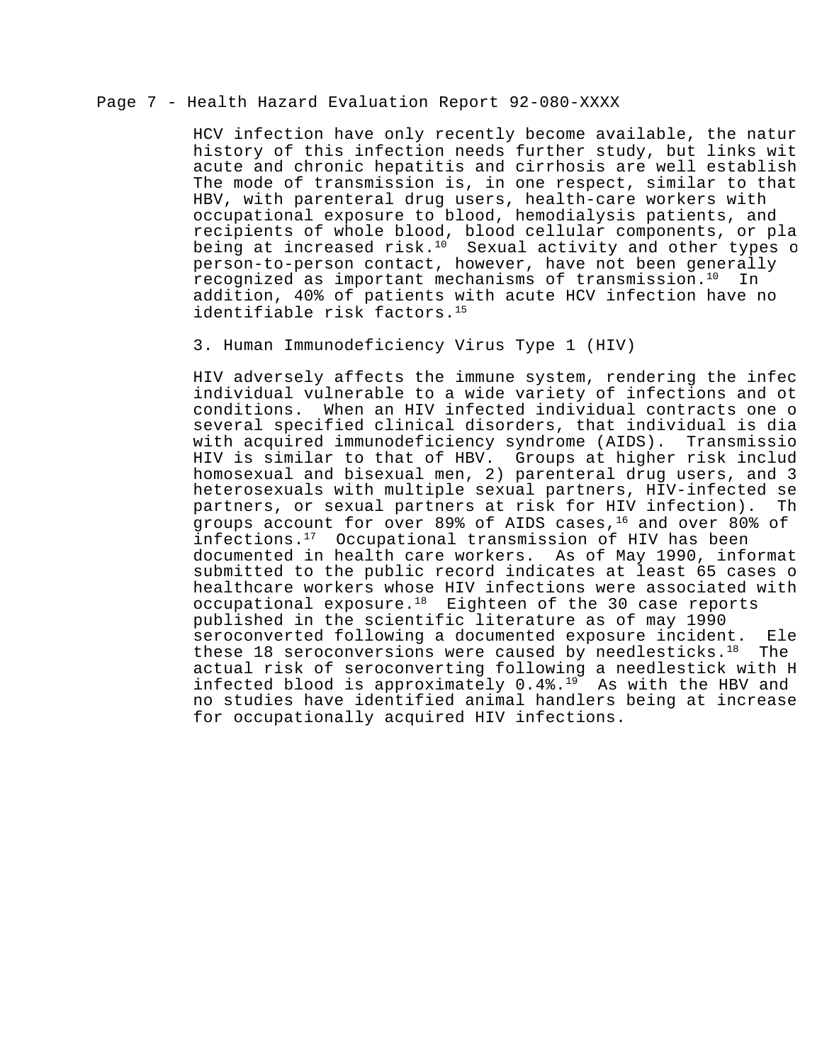HCV infection have only recently become available, the natur history of this infection needs further study, but links wit acute and chronic hepatitis and cirrhosis are well establish The mode of transmission is, in one respect, similar to that HBV, with parenteral drug users, health-care workers with occupational exposure to blood, hemodialysis patients, and recipients of whole blood, blood cellular components, or pla being at increased risk.[10] Sexual activity and other types o person-to-person contact, however, have not been generally recognized as important mechanisms of transmission.[10] In addition, 40% of patients with acute HCV infection have no identifiable risk factors.[15]

3. Human Immunodeficiency Virus Type 1 (HIV)

HIV adversely affects the immune system, rendering the infec individual vulnerable to a wide variety of infections and ot conditions. When an HIV infected individual contracts one o several specified clinical disorders, that individual is dia with acquired immunodeficiency syndrome (AIDS). Transmissio HIV is similar to that of HBV. Groups at higher risk includ homosexual and bisexual men, 2) parenteral drug users, and 3 heterosexuals with multiple sexual partners, HIV-infected se partners, or sexual partners at risk for HIV infection). Th groups account for over 89% of AIDS cases,[16] and over 80% of infections.[17] Occupational transmission of HIV has been documented in health care workers. As of May 1990, informat submitted to the public record indicates at least 65 cases o healthcare workers whose HIV infections were associated with occupational exposure.[18] Eighteen of the 30 case reports published in the scientific literature as of may 1990 seroconverted following a documented exposure incident. Ele these 18 seroconversions were caused by needlesticks.[18] The actual risk of seroconverting following a needlestick with H infected blood is approximately 0.4%.[19] As with the HBV and no studies have identified animal handlers being at increase for occupationally acquired HIV infections.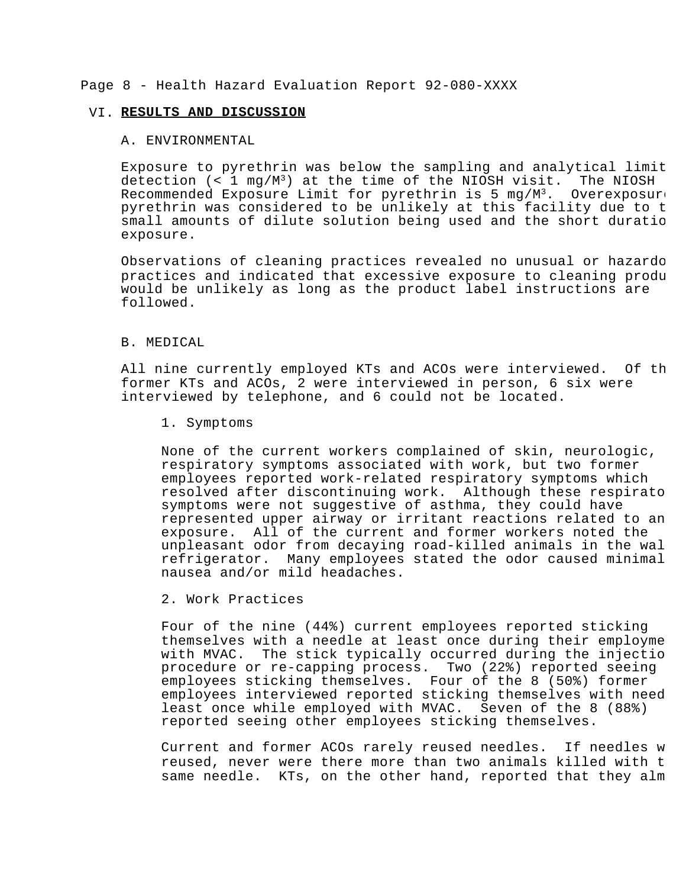## VI. RESULTS AND DISCUSSION

### A. ENVIRONMENTAL

Exposure to pyrethrin was below the sampling and analytical limit detection (< 1 mg/M$^3$) at the time of the NIOSH visit. The NIOSH Recommended Exposure Limit for pyrethrin is 5 mg/M$^3$. Overexposure pyrethrin was considered to be unlikely at this facility due to t small amounts of dilute solution being used and the short duratio exposure.

Observations of cleaning practices revealed no unusual or hazardo practices and indicated that excessive exposure to cleaning produ would be unlikely as long as the product label instructions are followed.

### B. MEDICAL

All nine currently employed KTs and ACOs were interviewed. Of th former KTs and ACOs, 2 were interviewed in person, 6 six were interviewed by telephone, and 6 could not be located.

#### 1. Symptoms

None of the current workers complained of skin, neurologic, respiratory symptoms associated with work, but two former employees reported work-related respiratory symptoms which resolved after discontinuing work. Although these respirato symptoms were not suggestive of asthma, they could have represented upper airway or irritant reactions related to an exposure. All of the current and former workers noted the unpleasant odor from decaying road-killed animals in the wal refrigerator. Many employees stated the odor caused minimal nausea and/or mild headaches.

#### 2. Work Practices

Four of the nine (44%) current employees reported sticking themselves with a needle at least once during their employme with MVAC. The stick typically occurred during the injectio procedure or re-capping process. Two (22%) reported seeing employees sticking themselves. Four of the 8 (50%) former employees interviewed reported sticking themselves with need least once while employed with MVAC. Seven of the 8 (88%) reported seeing other employees sticking themselves.

Current and former ACOs rarely reused needles. If needles w reused, never were there more than two animals killed with t same needle. KTs, on the other hand, reported that they alm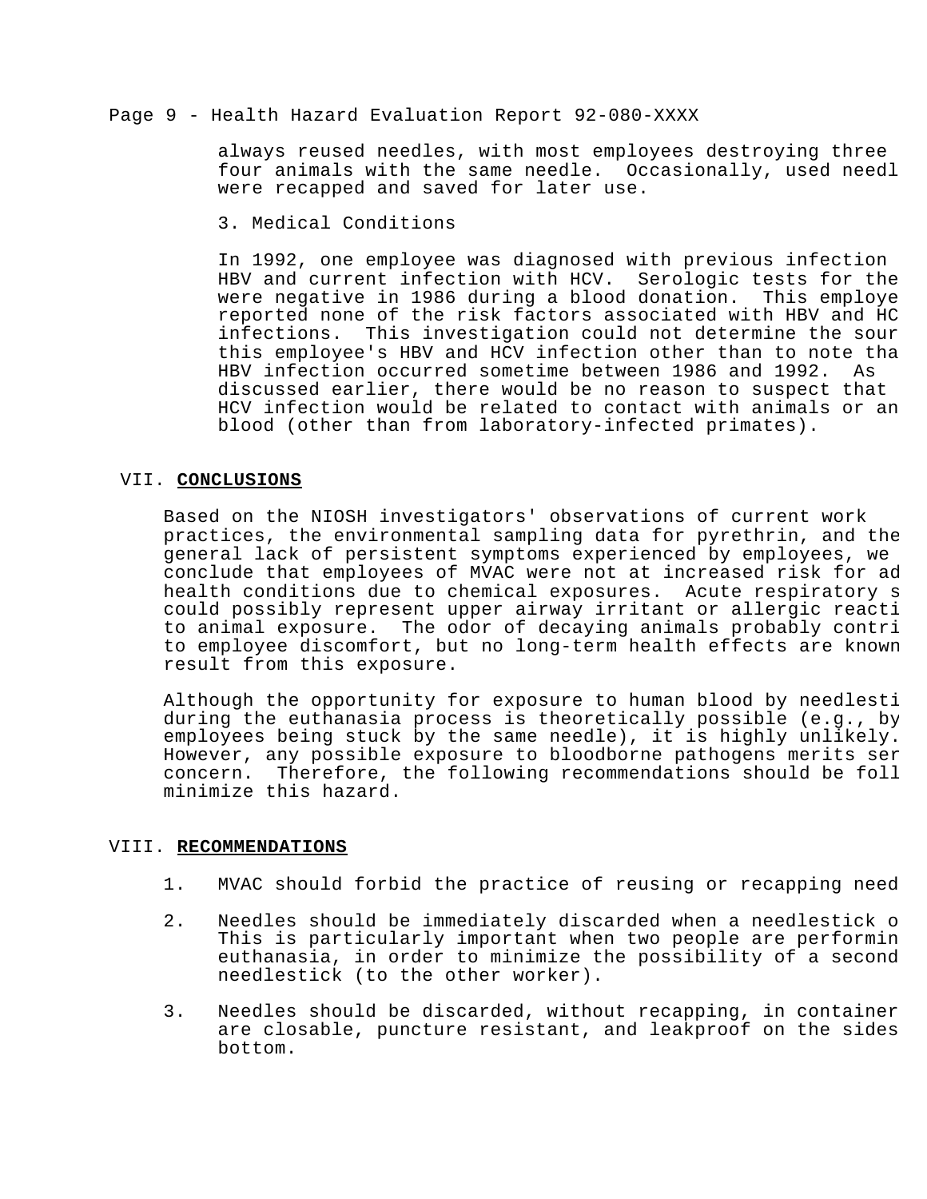always reused needles, with most employees destroying three four animals with the same needle. Occasionally, used needl were recapped and saved for later use.

3. Medical Conditions

In 1992, one employee was diagnosed with previous infection HBV and current infection with HCV. Serologic tests for the were negative in 1986 during a blood donation. This employe reported none of the risk factors associated with HBV and HC infections. This investigation could not determine the sour this employee's HBV and HCV infection other than to note tha HBV infection occurred sometime between 1986 and 1992. As discussed earlier, there would be no reason to suspect that HCV infection would be related to contact with animals or an blood (other than from laboratory-infected primates).

## VII. CONCLUSIONS

Based on the NIOSH investigators' observations of current work practices, the environmental sampling data for pyrethrin, and the general lack of persistent symptoms experienced by employees, we conclude that employees of MVAC were not at increased risk for ad health conditions due to chemical exposures. Acute respiratory s could possibly represent upper airway irritant or allergic reacti to animal exposure. The odor of decaying animals probably contri to employee discomfort, but no long-term health effects are known result from this exposure.

Although the opportunity for exposure to human blood by needlesti during the euthanasia process is theoretically possible (e.g., by employees being stuck by the same needle), it is highly unlikely. However, any possible exposure to bloodborne pathogens merits ser concern. Therefore, the following recommendations should be foll minimize this hazard.

## VIII. RECOMMENDATIONS

1. MVAC should forbid the practice of reusing or recapping need
2. Needles should be immediately discarded when a needlestick o This is particularly important when two people are performin euthanasia, in order to minimize the possibility of a second needlestick (to the other worker).
3. Needles should be discarded, without recapping, in container are closable, puncture resistant, and leakproof on the sides bottom.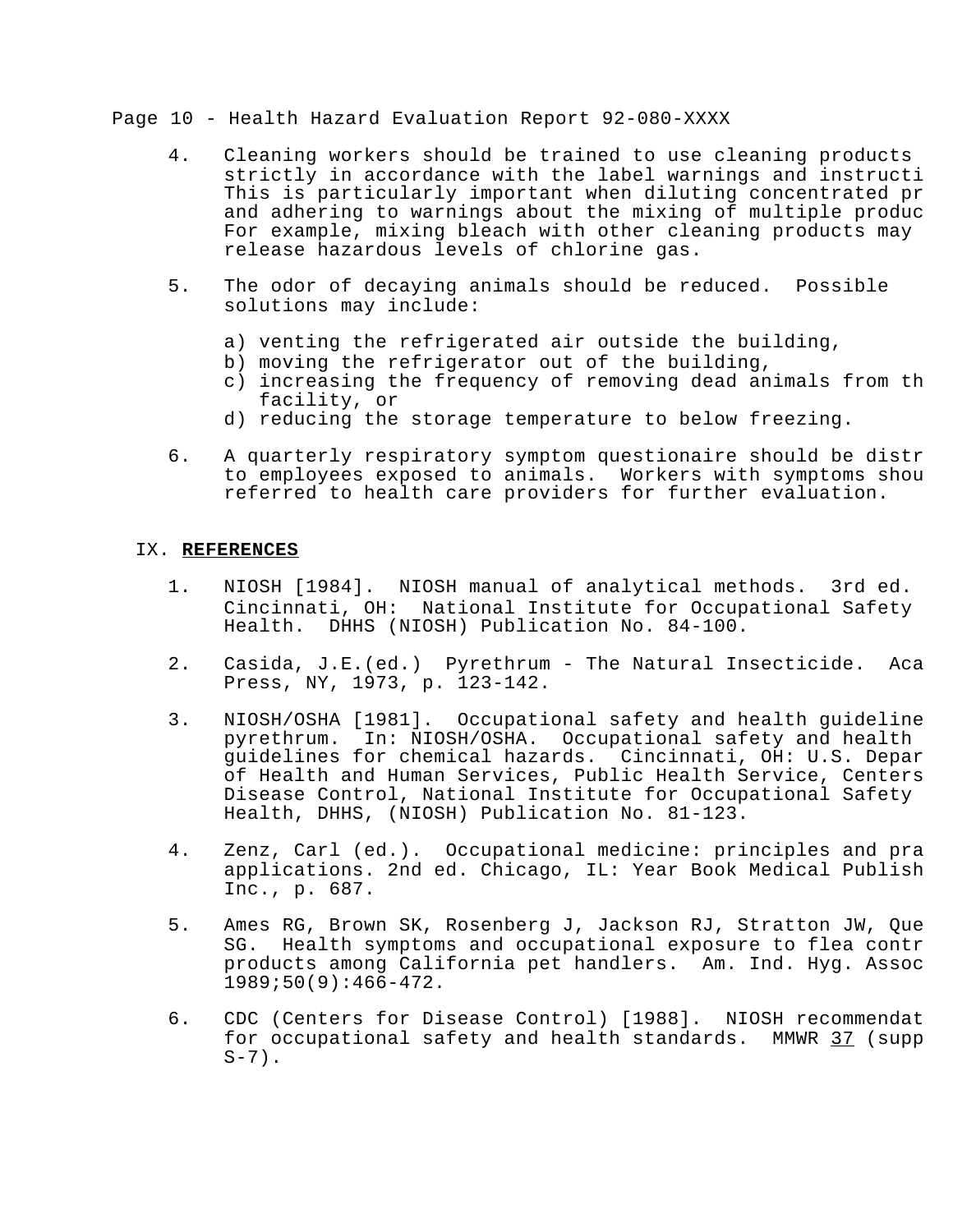4. Cleaning workers should be trained to use cleaning products strictly in accordance with the label warnings and instructi This is particularly important when diluting concentrated pr and adhering to warnings about the mixing of multiple produc For example, mixing bleach with other cleaning products may release hazardous levels of chlorine gas.

5. The odor of decaying animals should be reduced. Possible solutions may include:

   a) venting the refrigerated air outside the building,
   b) moving the refrigerator out of the building,
   c) increasing the frequency of removing dead animals from th facility, or
   d) reducing the storage temperature to below freezing.

6. A quarterly respiratory symptom questionaire should be distr to employees exposed to animals. Workers with symptoms shou referred to health care providers for further evaluation.

## IX. **REFERENCES**

1. NIOSH [1984]. NIOSH manual of analytical methods. 3rd ed. Cincinnati, OH: National Institute for Occupational Safety Health. DHHS (NIOSH) Publication No. 84-100.

2. Casida, J.E.(ed.) Pyrethrum - The Natural Insecticide. Aca Press, NY, 1973, p. 123-142.

3. NIOSH/OSHA [1981]. Occupational safety and health guideline pyrethrum. In: NIOSH/OSHA. Occupational safety and health guidelines for chemical hazards. Cincinnati, OH: U.S. Depar of Health and Human Services, Public Health Service, Centers Disease Control, National Institute for Occupational Safety Health, DHHS, (NIOSH) Publication No. 81-123.

4. Zenz, Carl (ed.). Occupational medicine: principles and pra applications. 2nd ed. Chicago, IL: Year Book Medical Publish Inc., p. 687.

5. Ames RG, Brown SK, Rosenberg J, Jackson RJ, Stratton JW, Que SG. Health symptoms and occupational exposure to flea contr products among California pet handlers. Am. Ind. Hyg. Assoc 1989;50(9):466-472.

6. CDC (Centers for Disease Control) [1988]. NIOSH recommendat for occupational safety and health standards. MMWR 37 (supp S-7).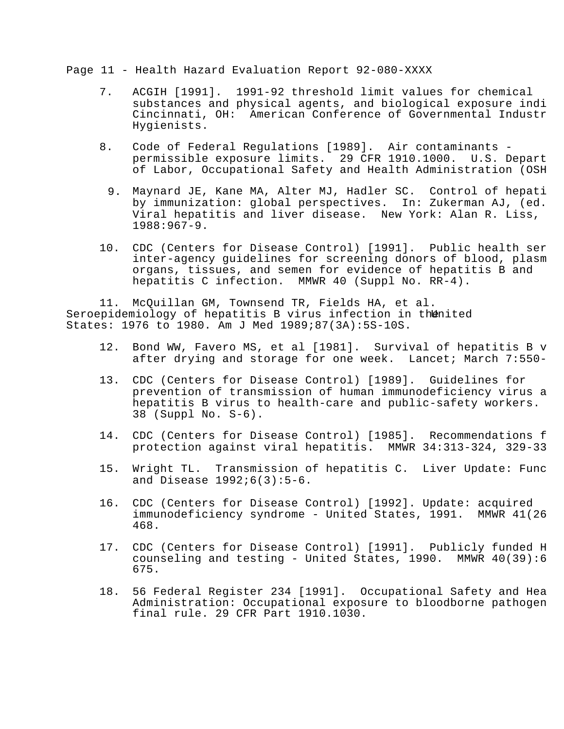7. ACGIH [1991]. 1991-92 threshold limit values for chemical substances and physical agents, and biological exposure indi Cincinnati, OH: American Conference of Governmental Industr Hygienists.

8. Code of Federal Regulations [1989]. Air contaminants - permissible exposure limits. 29 CFR 1910.1000. U.S. Depart of Labor, Occupational Safety and Health Administration (OSH

9. Maynard JE, Kane MA, Alter MJ, Hadler SC. Control of hepati by immunization: global perspectives. In: Zukerman AJ, (ed. Viral hepatitis and liver disease. New York: Alan R. Liss, 1988:967-9.

10. CDC (Centers for Disease Control) [1991]. Public health ser inter-agency guidelines for screening donors of blood, plasm organs, tissues, and semen for evidence of hepatitis B and hepatitis C infection. MMWR 40 (Suppl No. RR-4).

11. McQuillan GM, Townsend TR, Fields HA, et al. Seroepidemiology of hepatitis B virus infection in the United States: 1976 to 1980. Am J Med 1989;87(3A):5S-10S.

12. Bond WW, Favero MS, et al [1981]. Survival of hepatitis B v after drying and storage for one week. Lancet; March 7:550-

13. CDC (Centers for Disease Control) [1989]. Guidelines for prevention of transmission of human immunodeficiency virus a hepatitis B virus to health-care and public-safety workers. 38 (Suppl No. S-6).

14. CDC (Centers for Disease Control) [1985]. Recommendations f protection against viral hepatitis. MMWR 34:313-324, 329-33

15. Wright TL. Transmission of hepatitis C. Liver Update: Func and Disease 1992;6(3):5-6.

16. CDC (Centers for Disease Control) [1992]. Update: acquired immunodeficiency syndrome - United States, 1991. MMWR 41(26 468.

17. CDC (Centers for Disease Control) [1991]. Publicly funded H counseling and testing - United States, 1990. MMWR 40(39):6 675.

18. 56 Federal Register 234 [1991]. Occupational Safety and Hea Administration: Occupational exposure to bloodborne pathogen final rule. 29 CFR Part 1910.1030.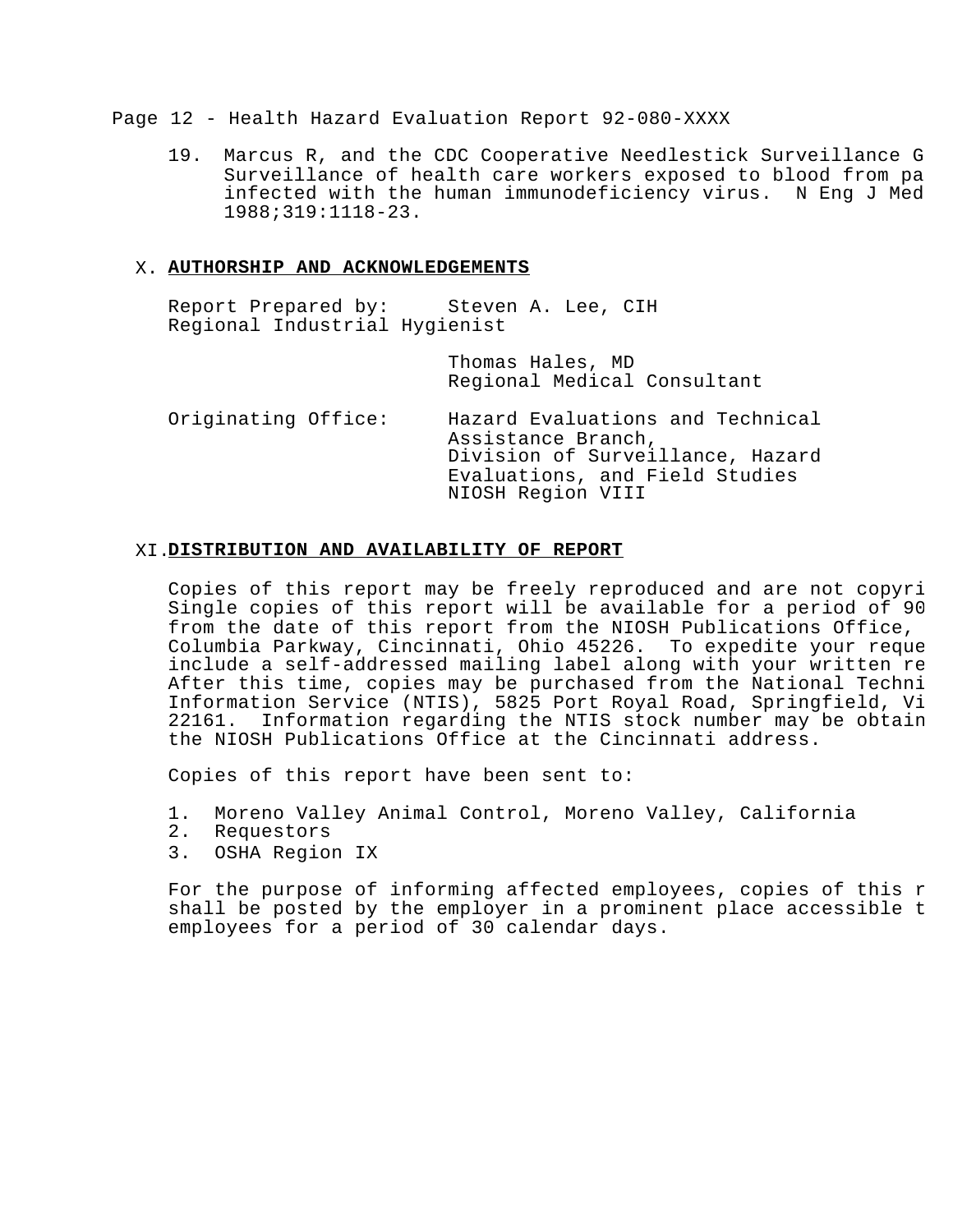19. Marcus R, and the CDC Cooperative Needlestick Surveillance G Surveillance of health care workers exposed to blood from pa infected with the human immunodeficiency virus. N Eng J Med 1988;319:1118-23.

## X. AUTHORSHIP AND ACKNOWLEDGEMENTS

Report Prepared by: Steven A. Lee, CIH
Regional Industrial Hygienist

Thomas Hales, MD
Regional Medical Consultant

Originating Office: Hazard Evaluations and Technical Assistance Branch,
Division of Surveillance, Hazard Evaluations, and Field Studies
NIOSH Region VIII

## XI. DISTRIBUTION AND AVAILABILITY OF REPORT

Copies of this report may be freely reproduced and are not copyri Single copies of this report will be available for a period of 90 from the date of this report from the NIOSH Publications Office, Columbia Parkway, Cincinnati, Ohio 45226. To expedite your reque include a self-addressed mailing label along with your written re After this time, copies may be purchased from the National Techni Information Service (NTIS), 5825 Port Royal Road, Springfield, Vi 22161. Information regarding the NTIS stock number may be obtain the NIOSH Publications Office at the Cincinnati address.

Copies of this report have been sent to:

1. Moreno Valley Animal Control, Moreno Valley, California
2. Requestors
3. OSHA Region IX

For the purpose of informing affected employees, copies of this r shall be posted by the employer in a prominent place accessible t employees for a period of 30 calendar days.